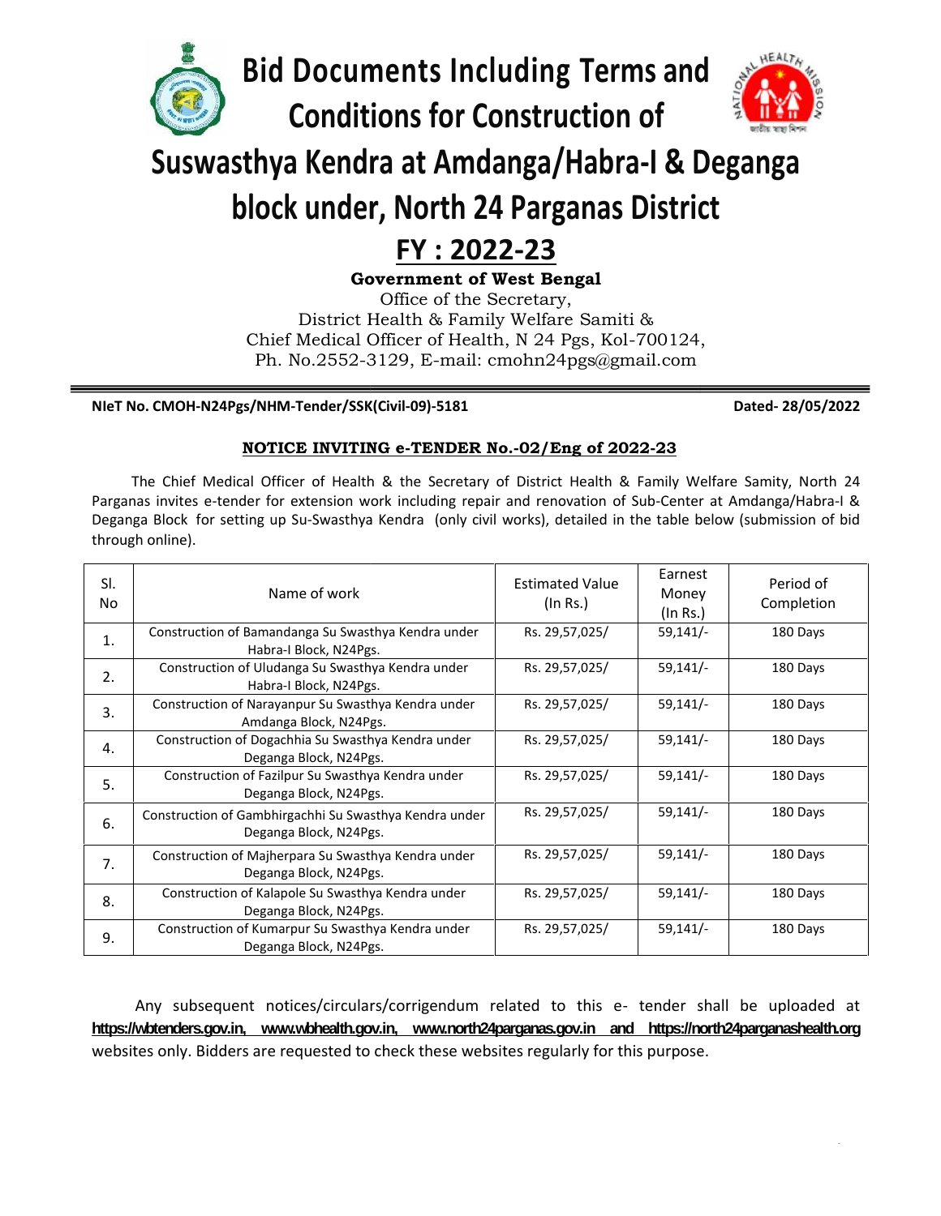# Bid Documents Including Terms and Conditions for Construction of Suswasthya Kendra at Amdanga/Habra-I & Deganga block under, North 24 Parganas District

## FY : 2022-23

**Government of West Bengal**

Office of the Secretary,
District Health & Family Welfare Samiti &
Chief Medical Officer of Health, N 24 Pgs, Kol-700124,
Ph. No.2552-3129, E-mail: cmohn24pgs@gmail.com

**NIeT No. CMOH-N24Pgs/NHM-Tender/SSK(Civil-09)-5181** **Dated- 28/05/2022**

**NOTICE INVITING e-TENDER No.-02/Eng of 2022-23**

The Chief Medical Officer of Health & the Secretary of District Health & Family Welfare Samity, North 24 Parganas invites e-tender for extension work including repair and renovation of Sub-Center at Amdanga/Habra-I & Deganga Block for setting up Su-Swasthya Kendra (only civil works), detailed in the table below (submission of bid through online).

| Sl. No | Name of work | Estimated Value (In Rs.) | Earnest Money (In Rs.) | Period of Completion |
|---|---|---|---|---|
| 1. | Construction of Bamandanga Su Swasthya Kendra under Habra-I Block, N24Pgs. | Rs. 29,57,025/ | 59,141/- | 180 Days |
| 2. | Construction of Uludanga Su Swasthya Kendra under Habra-I Block, N24Pgs. | Rs. 29,57,025/ | 59,141/- | 180 Days |
| 3. | Construction of Narayanpur Su Swasthya Kendra under Amdanga Block, N24Pgs. | Rs. 29,57,025/ | 59,141/- | 180 Days |
| 4. | Construction of Dogachhia Su Swasthya Kendra under Deganga Block, N24Pgs. | Rs. 29,57,025/ | 59,141/- | 180 Days |
| 5. | Construction of Fazilpur Su Swasthya Kendra under Deganga Block, N24Pgs. | Rs. 29,57,025/ | 59,141/- | 180 Days |
| 6. | Construction of Gambhirgachhi Su Swasthya Kendra under Deganga Block, N24Pgs. | Rs. 29,57,025/ | 59,141/- | 180 Days |
| 7. | Construction of Majherpara Su Swasthya Kendra under Deganga Block, N24Pgs. | Rs. 29,57,025/ | 59,141/- | 180 Days |
| 8. | Construction of Kalapole Su Swasthya Kendra under Deganga Block, N24Pgs. | Rs. 29,57,025/ | 59,141/- | 180 Days |
| 9. | Construction of Kumarpur Su Swasthya Kendra under Deganga Block, N24Pgs. | Rs. 29,57,025/ | 59,141/- | 180 Days |

Any subsequent notices/circulars/corrigendum related to this e- tender shall be uploaded at **https://wbtenders.gov.in, www.wbhealth.gov.in, www.north24parganas.gov.in and https://north24parganashealth.org** websites only. Bidders are requested to check these websites regularly for this purpose.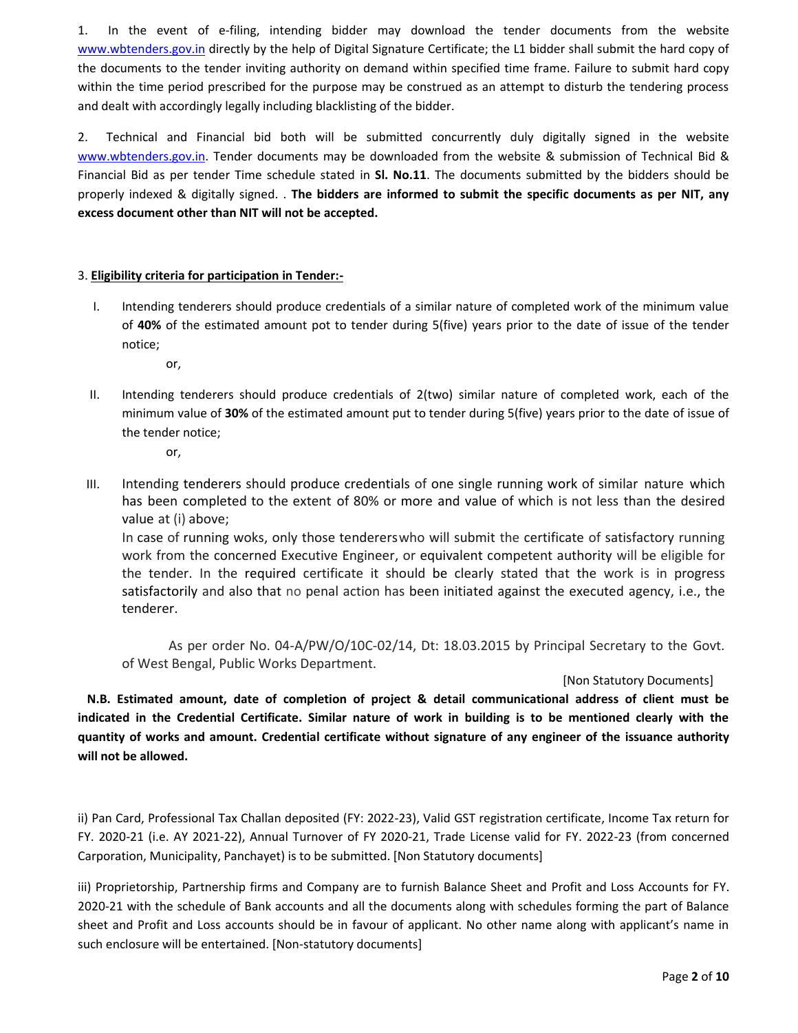1. In the event of e-filing, intending bidder may download the tender documents from the website www.wbtenders.gov.in directly by the help of Digital Signature Certificate; the L1 bidder shall submit the hard copy of the documents to the tender inviting authority on demand within specified time frame. Failure to submit hard copy within the time period prescribed for the purpose may be construed as an attempt to disturb the tendering process and dealt with accordingly legally including blacklisting of the bidder.

2. Technical and Financial bid both will be submitted concurrently duly digitally signed in the website www.wbtenders.gov.in. Tender documents may be downloaded from the website & submission of Technical Bid & Financial Bid as per tender Time schedule stated in **Sl. No.11**. The documents submitted by the bidders should be properly indexed & digitally signed. . **The bidders are informed to submit the specific documents as per NIT, any excess document other than NIT will not be accepted.**

3. **Eligibility criteria for participation in Tender:-**

I. Intending tenderers should produce credentials of a similar nature of completed work of the minimum value of **40%** of the estimated amount pot to tender during 5(five) years prior to the date of issue of the tender notice;

or,

II. Intending tenderers should produce credentials of 2(two) similar nature of completed work, each of the minimum value of **30%** of the estimated amount put to tender during 5(five) years prior to the date of issue of the tender notice;

or,

III. Intending tenderers should produce credentials of one single running work of similar nature which has been completed to the extent of 80% or more and value of which is not less than the desired value at (i) above;

In case of running woks, only those tenderers who will submit the certificate of satisfactory running work from the concerned Executive Engineer, or equivalent competent authority will be eligible for the tender. In the required certificate it should be clearly stated that the work is in progress satisfactorily and also that no penal action has been initiated against the executed agency, i.e., the tenderer.

As per order No. 04-A/PW/O/10C-02/14, Dt: 18.03.2015 by Principal Secretary to the Govt. of West Bengal, Public Works Department.

[Non Statutory Documents]

**N.B. Estimated amount, date of completion of project & detail communicational address of client must be indicated in the Credential Certificate. Similar nature of work in building is to be mentioned clearly with the quantity of works and amount. Credential certificate without signature of any engineer of the issuance authority will not be allowed.**

ii) Pan Card, Professional Tax Challan deposited (FY: 2022-23), Valid GST registration certificate, Income Tax return for FY. 2020-21 (i.e. AY 2021-22), Annual Turnover of FY 2020-21, Trade License valid for FY. 2022-23 (from concerned Carporation, Municipality, Panchayet) is to be submitted. [Non Statutory documents]

iii) Proprietorship, Partnership firms and Company are to furnish Balance Sheet and Profit and Loss Accounts for FY. 2020-21 with the schedule of Bank accounts and all the documents along with schedules forming the part of Balance sheet and Profit and Loss accounts should be in favour of applicant. No other name along with applicant's name in such enclosure will be entertained. [Non-statutory documents]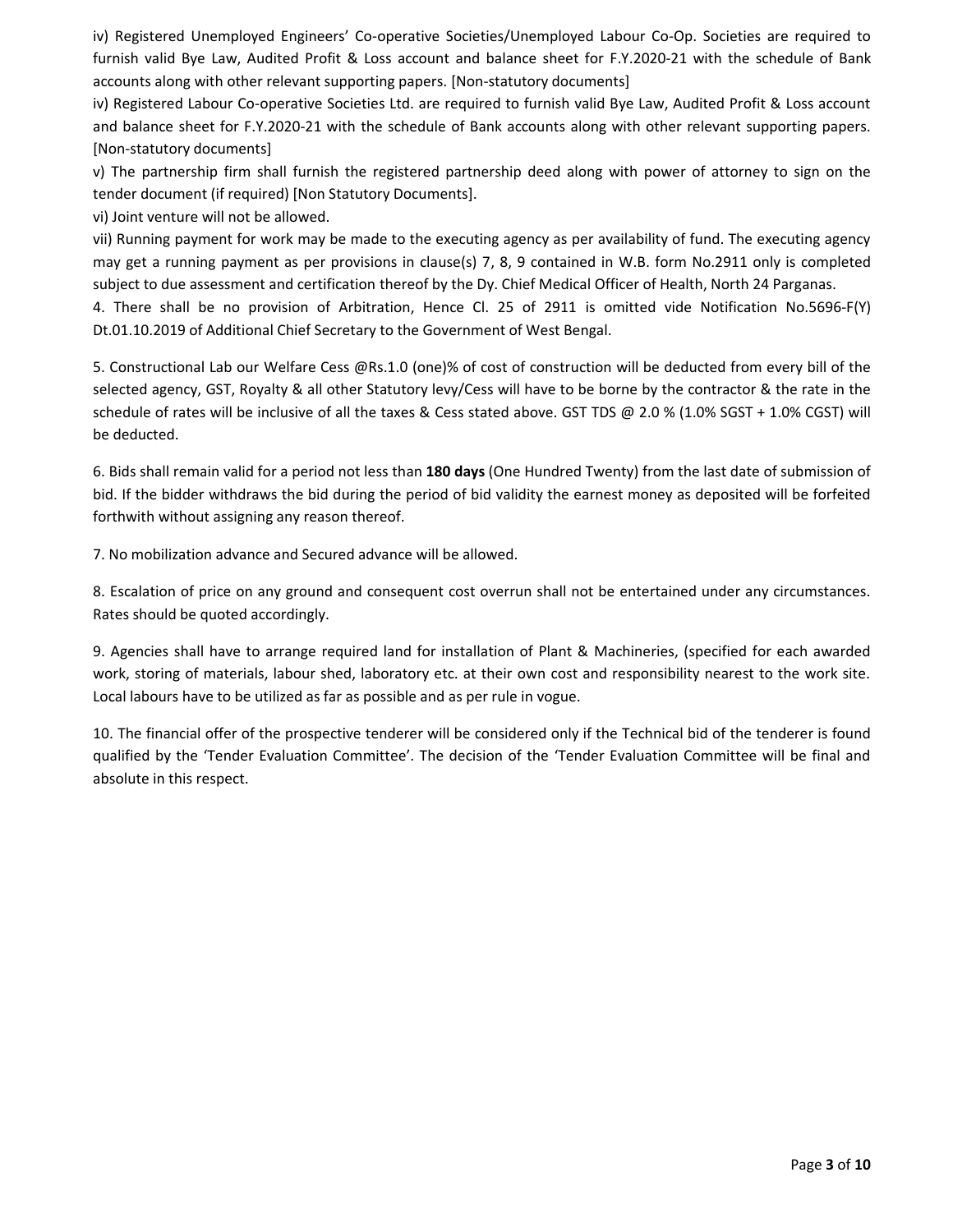iv) Registered Unemployed Engineers' Co-operative Societies/Unemployed Labour Co-Op. Societies are required to furnish valid Bye Law, Audited Profit & Loss account and balance sheet for F.Y.2020-21 with the schedule of Bank accounts along with other relevant supporting papers. [Non-statutory documents]

iv) Registered Labour Co-operative Societies Ltd. are required to furnish valid Bye Law, Audited Profit & Loss account and balance sheet for F.Y.2020-21 with the schedule of Bank accounts along with other relevant supporting papers. [Non-statutory documents]

v) The partnership firm shall furnish the registered partnership deed along with power of attorney to sign on the tender document (if required) [Non Statutory Documents].

vi) Joint venture will not be allowed.

vii) Running payment for work may be made to the executing agency as per availability of fund. The executing agency may get a running payment as per provisions in clause(s) 7, 8, 9 contained in W.B. form No.2911 only is completed subject to due assessment and certification thereof by the Dy. Chief Medical Officer of Health, North 24 Parganas.

4. There shall be no provision of Arbitration, Hence Cl. 25 of 2911 is omitted vide Notification No.5696-F(Y) Dt.01.10.2019 of Additional Chief Secretary to the Government of West Bengal.

5. Constructional Lab our Welfare Cess @Rs.1.0 (one)% of cost of construction will be deducted from every bill of the selected agency, GST, Royalty & all other Statutory levy/Cess will have to be borne by the contractor & the rate in the schedule of rates will be inclusive of all the taxes & Cess stated above. GST TDS @ 2.0 % (1.0% SGST + 1.0% CGST) will be deducted.

6. Bids shall remain valid for a period not less than **180 days** (One Hundred Twenty) from the last date of submission of bid. If the bidder withdraws the bid during the period of bid validity the earnest money as deposited will be forfeited forthwith without assigning any reason thereof.

7. No mobilization advance and Secured advance will be allowed.

8. Escalation of price on any ground and consequent cost overrun shall not be entertained under any circumstances. Rates should be quoted accordingly.

9. Agencies shall have to arrange required land for installation of Plant & Machineries, (specified for each awarded work, storing of materials, labour shed, laboratory etc. at their own cost and responsibility nearest to the work site. Local labours have to be utilized as far as possible and as per rule in vogue.

10. The financial offer of the prospective tenderer will be considered only if the Technical bid of the tenderer is found qualified by the 'Tender Evaluation Committee'. The decision of the 'Tender Evaluation Committee will be final and absolute in this respect.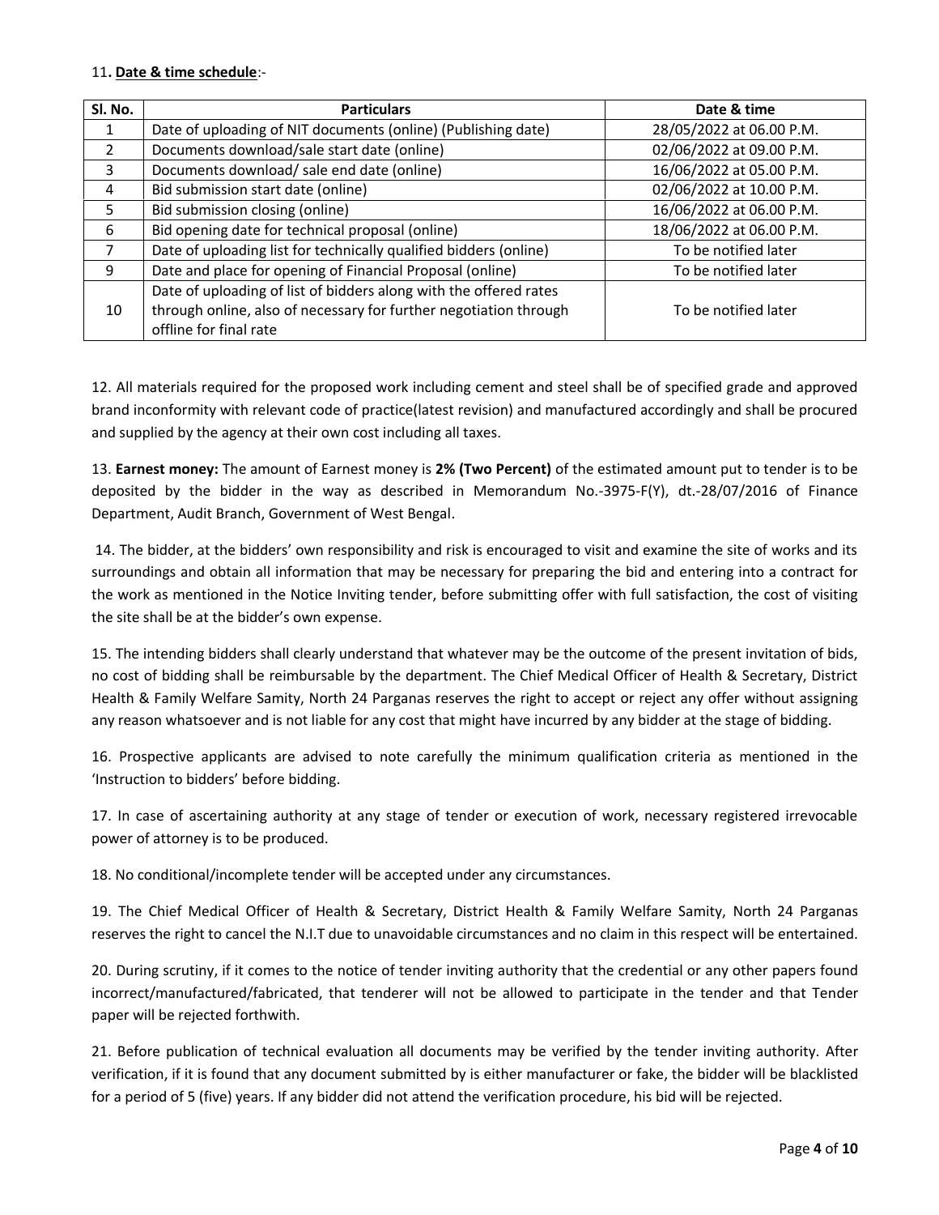11. **Date & time schedule**:-

| Sl. No. | Particulars | Date & time |
|---|---|---|
| 1 | Date of uploading of NIT documents (online) (Publishing date) | 28/05/2022 at 06.00 P.M. |
| 2 | Documents download/sale start date (online) | 02/06/2022 at 09.00 P.M. |
| 3 | Documents download/ sale end date (online) | 16/06/2022 at 05.00 P.M. |
| 4 | Bid submission start date (online) | 02/06/2022 at 10.00 P.M. |
| 5 | Bid submission closing (online) | 16/06/2022 at 06.00 P.M. |
| 6 | Bid opening date for technical proposal (online) | 18/06/2022 at 06.00 P.M. |
| 7 | Date of uploading list for technically qualified bidders (online) | To be notified later |
| 9 | Date and place for opening of Financial Proposal (online) | To be notified later |
| 10 | Date of uploading of list of bidders along with the offered rates through online, also of necessary for further negotiation through offline for final rate | To be notified later |

12. All materials required for the proposed work including cement and steel shall be of specified grade and approved brand inconformity with relevant code of practice(latest revision) and manufactured accordingly and shall be procured and supplied by the agency at their own cost including all taxes.

13. **Earnest money:** The amount of Earnest money is **2% (Two Percent)** of the estimated amount put to tender is to be deposited by the bidder in the way as described in Memorandum No.-3975-F(Y), dt.-28/07/2016 of Finance Department, Audit Branch, Government of West Bengal.

14. The bidder, at the bidders' own responsibility and risk is encouraged to visit and examine the site of works and its surroundings and obtain all information that may be necessary for preparing the bid and entering into a contract for the work as mentioned in the Notice Inviting tender, before submitting offer with full satisfaction, the cost of visiting the site shall be at the bidder's own expense.

15. The intending bidders shall clearly understand that whatever may be the outcome of the present invitation of bids, no cost of bidding shall be reimbursable by the department. The Chief Medical Officer of Health & Secretary, District Health & Family Welfare Samity, North 24 Parganas reserves the right to accept or reject any offer without assigning any reason whatsoever and is not liable for any cost that might have incurred by any bidder at the stage of bidding.

16. Prospective applicants are advised to note carefully the minimum qualification criteria as mentioned in the 'Instruction to bidders' before bidding.

17. In case of ascertaining authority at any stage of tender or execution of work, necessary registered irrevocable power of attorney is to be produced.

18. No conditional/incomplete tender will be accepted under any circumstances.

19. The Chief Medical Officer of Health & Secretary, District Health & Family Welfare Samity, North 24 Parganas reserves the right to cancel the N.I.T due to unavoidable circumstances and no claim in this respect will be entertained.

20. During scrutiny, if it comes to the notice of tender inviting authority that the credential or any other papers found incorrect/manufactured/fabricated, that tenderer will not be allowed to participate in the tender and that Tender paper will be rejected forthwith.

21. Before publication of technical evaluation all documents may be verified by the tender inviting authority. After verification, if it is found that any document submitted by is either manufacturer or fake, the bidder will be blacklisted for a period of 5 (five) years. If any bidder did not attend the verification procedure, his bid will be rejected.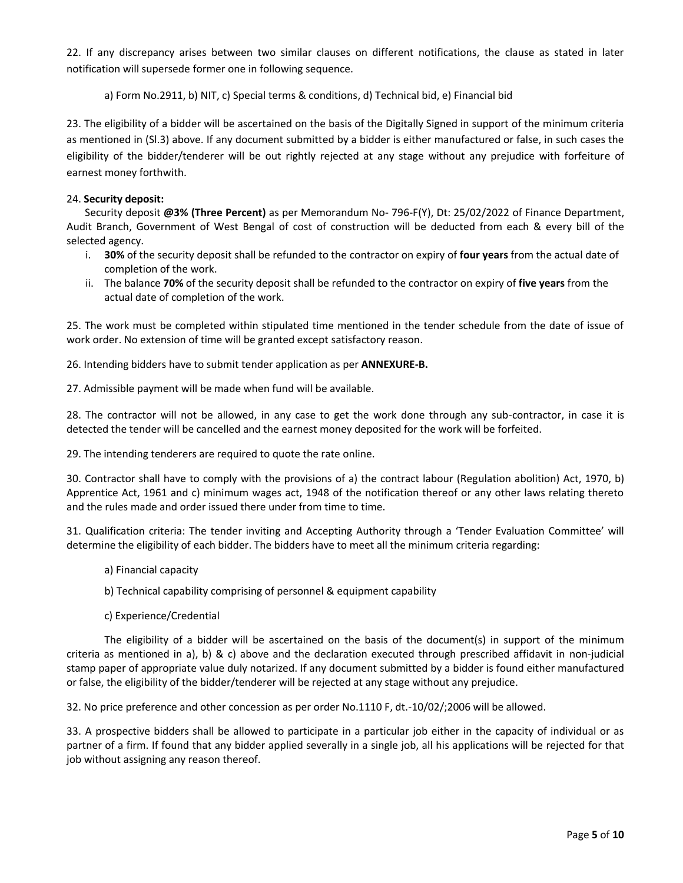22. If any discrepancy arises between two similar clauses on different notifications, the clause as stated in later notification will supersede former one in following sequence.

a) Form No.2911, b) NIT, c) Special terms & conditions, d) Technical bid, e) Financial bid

23. The eligibility of a bidder will be ascertained on the basis of the Digitally Signed in support of the minimum criteria as mentioned in (Sl.3) above. If any document submitted by a bidder is either manufactured or false, in such cases the eligibility of the bidder/tenderer will be out rightly rejected at any stage without any prejudice with forfeiture of earnest money forthwith.

24. **Security deposit:**

Security deposit **@3% (Three Percent)** as per Memorandum No- 796-F(Y), Dt: 25/02/2022 of Finance Department, Audit Branch, Government of West Bengal of cost of construction will be deducted from each & every bill of the selected agency.

i. **30%** of the security deposit shall be refunded to the contractor on expiry of **four years** from the actual date of completion of the work.

ii. The balance **70%** of the security deposit shall be refunded to the contractor on expiry of **five years** from the actual date of completion of the work.

25. The work must be completed within stipulated time mentioned in the tender schedule from the date of issue of work order. No extension of time will be granted except satisfactory reason.

26. Intending bidders have to submit tender application as per **ANNEXURE-B.**

27. Admissible payment will be made when fund will be available.

28. The contractor will not be allowed, in any case to get the work done through any sub-contractor, in case it is detected the tender will be cancelled and the earnest money deposited for the work will be forfeited.

29. The intending tenderers are required to quote the rate online.

30. Contractor shall have to comply with the provisions of a) the contract labour (Regulation abolition) Act, 1970, b) Apprentice Act, 1961 and c) minimum wages act, 1948 of the notification thereof or any other laws relating thereto and the rules made and order issued there under from time to time.

31. Qualification criteria: The tender inviting and Accepting Authority through a 'Tender Evaluation Committee' will determine the eligibility of each bidder. The bidders have to meet all the minimum criteria regarding:

a) Financial capacity

b) Technical capability comprising of personnel & equipment capability

c) Experience/Credential

The eligibility of a bidder will be ascertained on the basis of the document(s) in support of the minimum criteria as mentioned in a), b) & c) above and the declaration executed through prescribed affidavit in non-judicial stamp paper of appropriate value duly notarized. If any document submitted by a bidder is found either manufactured or false, the eligibility of the bidder/tenderer will be rejected at any stage without any prejudice.

32. No price preference and other concession as per order No.1110 F, dt.-10/02/;2006 will be allowed.

33. A prospective bidders shall be allowed to participate in a particular job either in the capacity of individual or as partner of a firm. If found that any bidder applied severally in a single job, all his applications will be rejected for that job without assigning any reason thereof.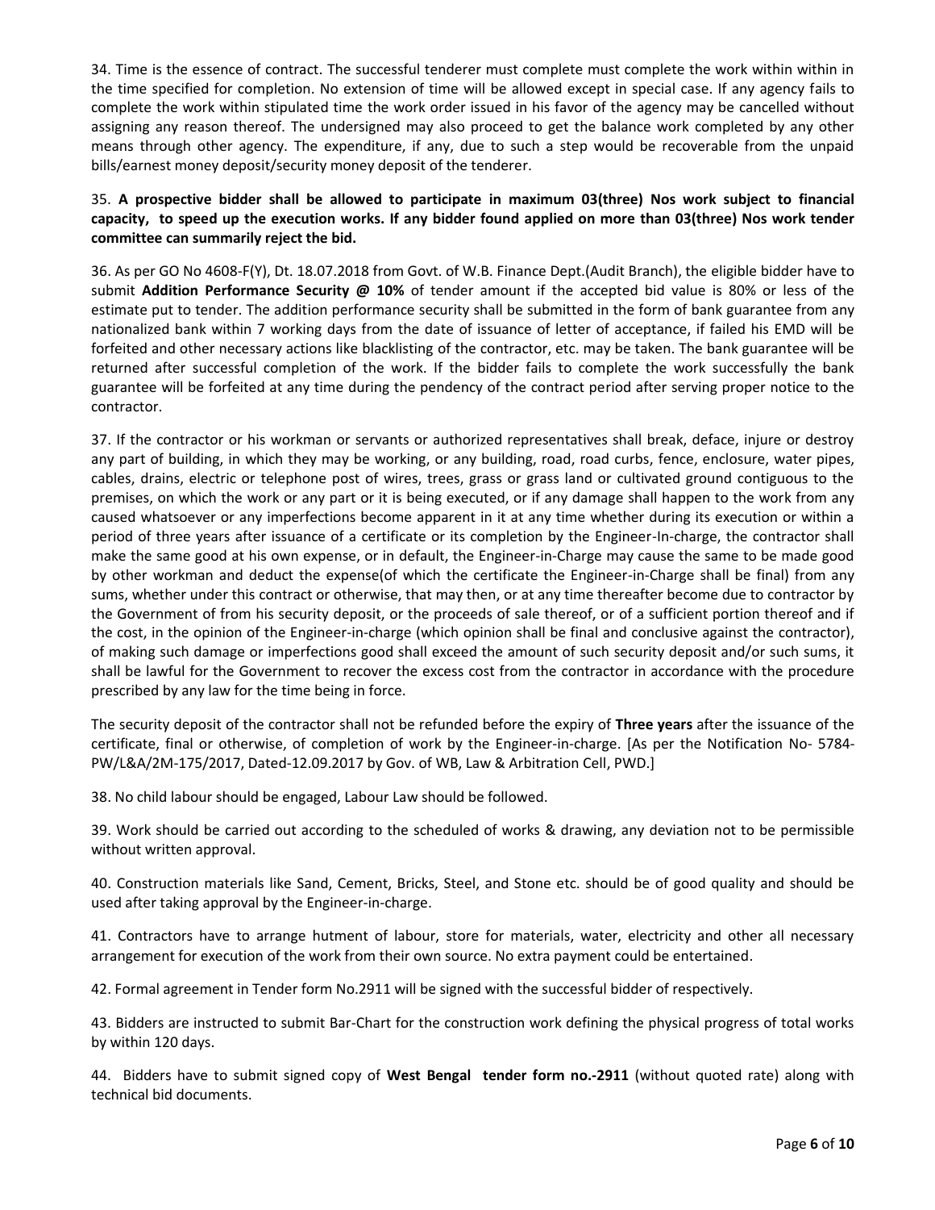34. Time is the essence of contract. The successful tenderer must complete must complete the work within within in the time specified for completion. No extension of time will be allowed except in special case. If any agency fails to complete the work within stipulated time the work order issued in his favor of the agency may be cancelled without assigning any reason thereof. The undersigned may also proceed to get the balance work completed by any other means through other agency. The expenditure, if any, due to such a step would be recoverable from the unpaid bills/earnest money deposit/security money deposit of the tenderer.

35. **A prospective bidder shall be allowed to participate in maximum 03(three) Nos work subject to financial capacity, to speed up the execution works. If any bidder found applied on more than 03(three) Nos work tender committee can summarily reject the bid.**

36. As per GO No 4608-F(Y), Dt. 18.07.2018 from Govt. of W.B. Finance Dept.(Audit Branch), the eligible bidder have to submit **Addition Performance Security @ 10%** of tender amount if the accepted bid value is 80% or less of the estimate put to tender. The addition performance security shall be submitted in the form of bank guarantee from any nationalized bank within 7 working days from the date of issuance of letter of acceptance, if failed his EMD will be forfeited and other necessary actions like blacklisting of the contractor, etc. may be taken. The bank guarantee will be returned after successful completion of the work. If the bidder fails to complete the work successfully the bank guarantee will be forfeited at any time during the pendency of the contract period after serving proper notice to the contractor.

37. If the contractor or his workman or servants or authorized representatives shall break, deface, injure or destroy any part of building, in which they may be working, or any building, road, road curbs, fence, enclosure, water pipes, cables, drains, electric or telephone post of wires, trees, grass or grass land or cultivated ground contiguous to the premises, on which the work or any part or it is being executed, or if any damage shall happen to the work from any caused whatsoever or any imperfections become apparent in it at any time whether during its execution or within a period of three years after issuance of a certificate or its completion by the Engineer-In-charge, the contractor shall make the same good at his own expense, or in default, the Engineer-in-Charge may cause the same to be made good by other workman and deduct the expense(of which the certificate the Engineer-in-Charge shall be final) from any sums, whether under this contract or otherwise, that may then, or at any time thereafter become due to contractor by the Government of from his security deposit, or the proceeds of sale thereof, or of a sufficient portion thereof and if the cost, in the opinion of the Engineer-in-charge (which opinion shall be final and conclusive against the contractor), of making such damage or imperfections good shall exceed the amount of such security deposit and/or such sums, it shall be lawful for the Government to recover the excess cost from the contractor in accordance with the procedure prescribed by any law for the time being in force.

The security deposit of the contractor shall not be refunded before the expiry of **Three years** after the issuance of the certificate, final or otherwise, of completion of work by the Engineer-in-charge. [As per the Notification No- 5784-PW/L&A/2M-175/2017, Dated-12.09.2017 by Gov. of WB, Law & Arbitration Cell, PWD.]

38. No child labour should be engaged, Labour Law should be followed.

39. Work should be carried out according to the scheduled of works & drawing, any deviation not to be permissible without written approval.

40. Construction materials like Sand, Cement, Bricks, Steel, and Stone etc. should be of good quality and should be used after taking approval by the Engineer-in-charge.

41. Contractors have to arrange hutment of labour, store for materials, water, electricity and other all necessary arrangement for execution of the work from their own source. No extra payment could be entertained.

42. Formal agreement in Tender form No.2911 will be signed with the successful bidder of respectively.

43. Bidders are instructed to submit Bar-Chart for the construction work defining the physical progress of total works by within 120 days.

44. Bidders have to submit signed copy of **West Bengal tender form no.-2911** (without quoted rate) along with technical bid documents.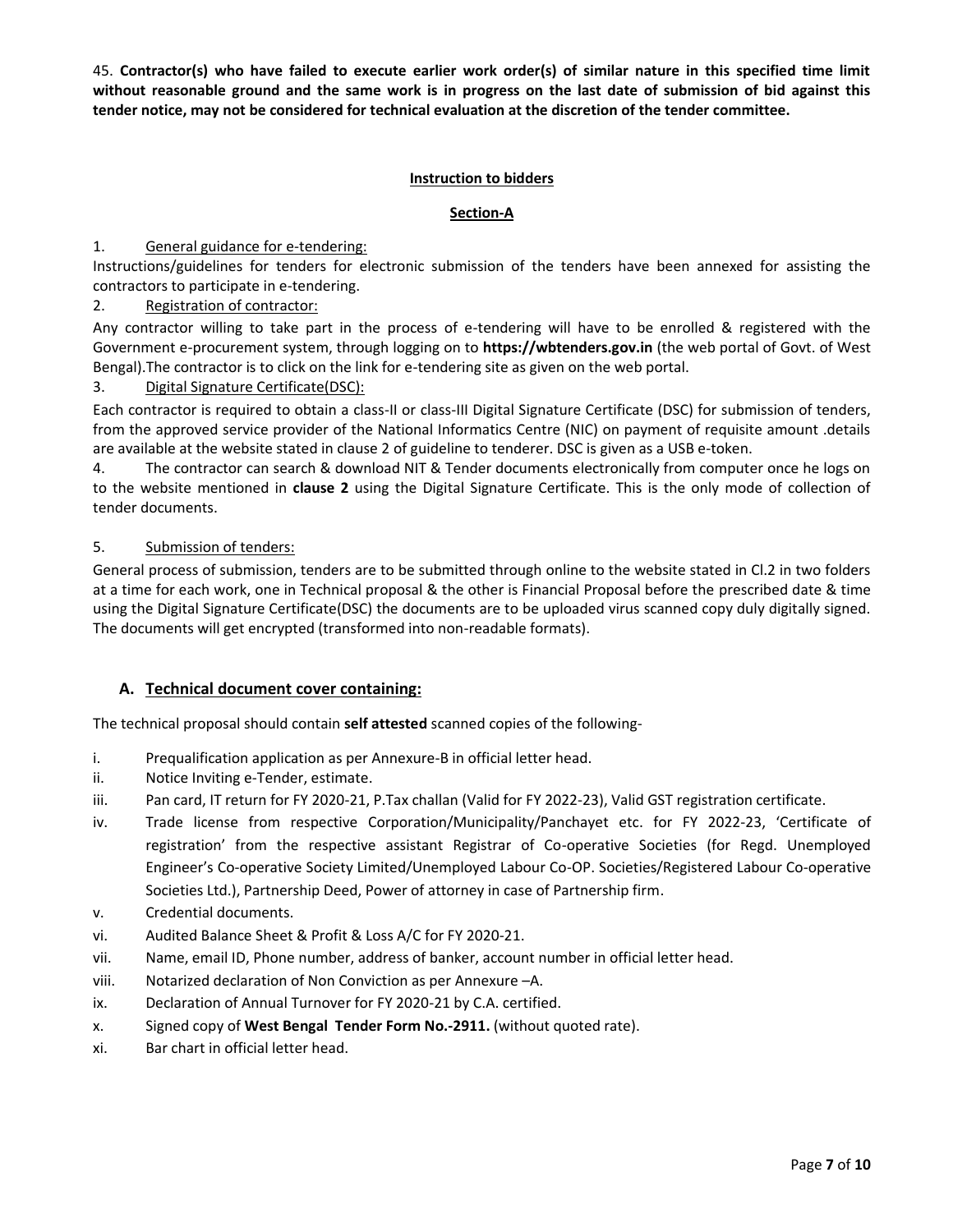45. **Contractor(s) who have failed to execute earlier work order(s) of similar nature in this specified time limit without reasonable ground and the same work is in progress on the last date of submission of bid against this tender notice, may not be considered for technical evaluation at the discretion of the tender committee.**

## Instruction to bidders

### Section-A

1. General guidance for e-tendering:

Instructions/guidelines for tenders for electronic submission of the tenders have been annexed for assisting the contractors to participate in e-tendering.

2. Registration of contractor:

Any contractor willing to take part in the process of e-tendering will have to be enrolled & registered with the Government e-procurement system, through logging on to **https://wbtenders.gov.in** (the web portal of Govt. of West Bengal).The contractor is to click on the link for e-tendering site as given on the web portal.

3. Digital Signature Certificate(DSC):

Each contractor is required to obtain a class-II or class-III Digital Signature Certificate (DSC) for submission of tenders, from the approved service provider of the National Informatics Centre (NIC) on payment of requisite amount .details are available at the website stated in clause 2 of guideline to tenderer. DSC is given as a USB e-token.

4. The contractor can search & download NIT & Tender documents electronically from computer once he logs on to the website mentioned in **clause 2** using the Digital Signature Certificate. This is the only mode of collection of tender documents.

5. Submission of tenders:

General process of submission, tenders are to be submitted through online to the website stated in Cl.2 in two folders at a time for each work, one in Technical proposal & the other is Financial Proposal before the prescribed date & time using the Digital Signature Certificate(DSC) the documents are to be uploaded virus scanned copy duly digitally signed. The documents will get encrypted (transformed into non-readable formats).

### A. Technical document cover containing:

The technical proposal should contain **self attested** scanned copies of the following-

i. Prequalification application as per Annexure-B in official letter head.

ii. Notice Inviting e-Tender, estimate.

iii. Pan card, IT return for FY 2020-21, P.Tax challan (Valid for FY 2022-23), Valid GST registration certificate.

iv. Trade license from respective Corporation/Municipality/Panchayet etc. for FY 2022-23, 'Certificate of registration' from the respective assistant Registrar of Co-operative Societies (for Regd. Unemployed Engineer's Co-operative Society Limited/Unemployed Labour Co-OP. Societies/Registered Labour Co-operative Societies Ltd.), Partnership Deed, Power of attorney in case of Partnership firm.

v. Credential documents.

vi. Audited Balance Sheet & Profit & Loss A/C for FY 2020-21.

vii. Name, email ID, Phone number, address of banker, account number in official letter head.

viii. Notarized declaration of Non Conviction as per Annexure –A.

ix. Declaration of Annual Turnover for FY 2020-21 by C.A. certified.

x. Signed copy of **West Bengal Tender Form No.-2911.** (without quoted rate).

xi. Bar chart in official letter head.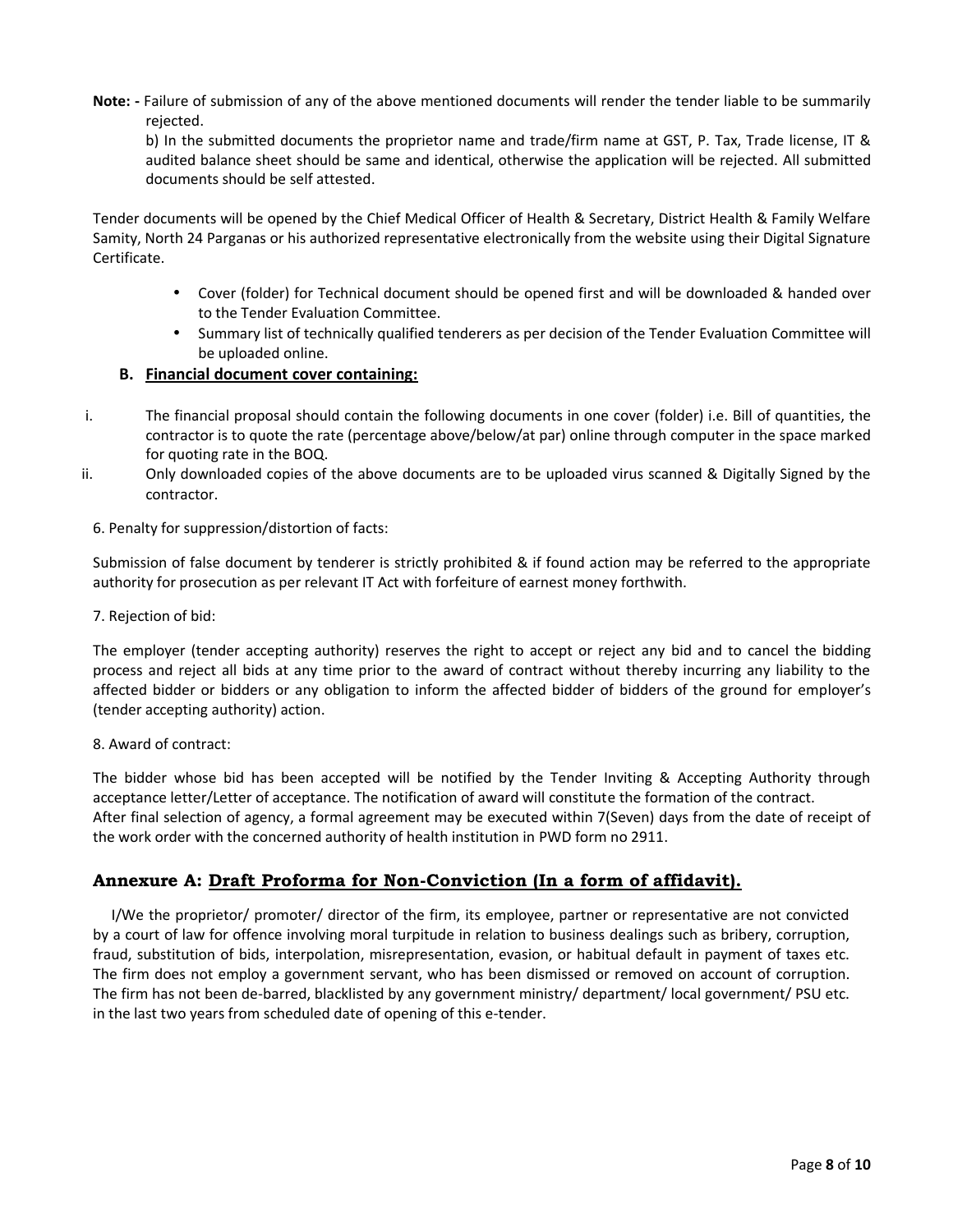**Note: -** Failure of submission of any of the above mentioned documents will render the tender liable to be summarily rejected.

b) In the submitted documents the proprietor name and trade/firm name at GST, P. Tax, Trade license, IT & audited balance sheet should be same and identical, otherwise the application will be rejected. All submitted documents should be self attested.

Tender documents will be opened by the Chief Medical Officer of Health & Secretary, District Health & Family Welfare Samity, North 24 Parganas or his authorized representative electronically from the website using their Digital Signature Certificate.

- Cover (folder) for Technical document should be opened first and will be downloaded & handed over to the Tender Evaluation Committee.
- Summary list of technically qualified tenderers as per decision of the Tender Evaluation Committee will be uploaded online.

**B. <u>Financial document cover containing:</u>**

i. The financial proposal should contain the following documents in one cover (folder) i.e. Bill of quantities, the contractor is to quote the rate (percentage above/below/at par) online through computer in the space marked for quoting rate in the BOQ.

ii. Only downloaded copies of the above documents are to be uploaded virus scanned & Digitally Signed by the contractor.

6. Penalty for suppression/distortion of facts:

Submission of false document by tenderer is strictly prohibited & if found action may be referred to the appropriate authority for prosecution as per relevant IT Act with forfeiture of earnest money forthwith.

7. Rejection of bid:

The employer (tender accepting authority) reserves the right to accept or reject any bid and to cancel the bidding process and reject all bids at any time prior to the award of contract without thereby incurring any liability to the affected bidder or bidders or any obligation to inform the affected bidder of bidders of the ground for employer's (tender accepting authority) action.

8. Award of contract:

The bidder whose bid has been accepted will be notified by the Tender Inviting & Accepting Authority through acceptance letter/Letter of acceptance. The notification of award will constitute the formation of the contract. After final selection of agency, a formal agreement may be executed within 7(Seven) days from the date of receipt of the work order with the concerned authority of health institution in PWD form no 2911.

## Annexure A: <u>Draft Proforma for Non-Conviction (In a form of affidavit).</u>

I/We the proprietor/ promoter/ director of the firm, its employee, partner or representative are not convicted by a court of law for offence involving moral turpitude in relation to business dealings such as bribery, corruption, fraud, substitution of bids, interpolation, misrepresentation, evasion, or habitual default in payment of taxes etc. The firm does not employ a government servant, who has been dismissed or removed on account of corruption. The firm has not been de-barred, blacklisted by any government ministry/ department/ local government/ PSU etc. in the last two years from scheduled date of opening of this e-tender.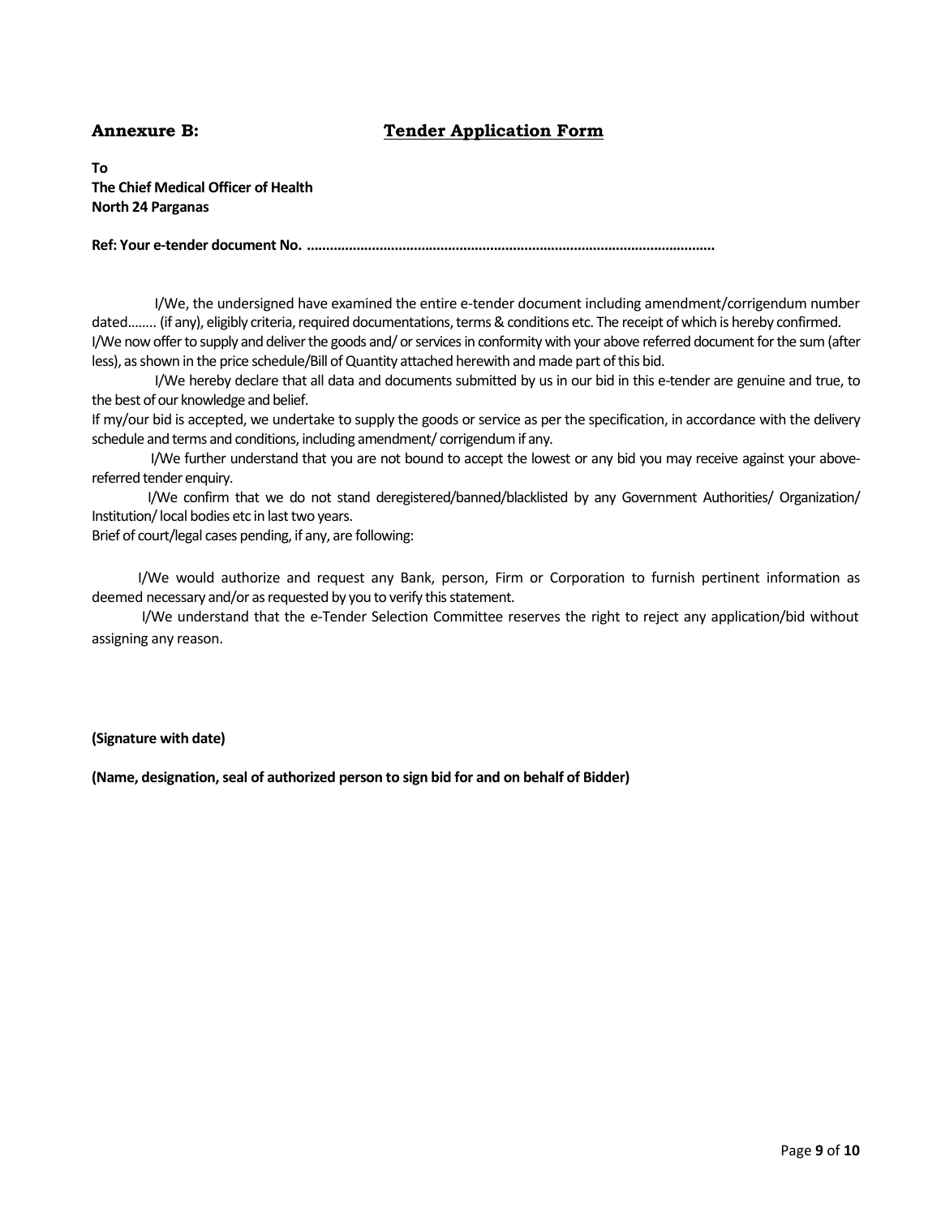**Annexure B:** **Tender Application Form**

**To**
**The Chief Medical Officer of Health**
**North 24 Parganas**

**Ref: Your e-tender document No. ………………………………………………………………………………………………**

I/We, the undersigned have examined the entire e-tender document including amendment/corrigendum number dated…….. (if any), eligibly criteria, required documentations, terms & conditions etc. The receipt of which is hereby confirmed. I/We now offer to supply and deliver the goods and/ or services in conformity with your above referred document for the sum (after less), as shown in the price schedule/Bill of Quantity attached herewith and made part of this bid.

I/We hereby declare that all data and documents submitted by us in our bid in this e-tender are genuine and true, to the best of our knowledge and belief.

If my/our bid is accepted, we undertake to supply the goods or service as per the specification, in accordance with the delivery schedule and terms and conditions, including amendment/ corrigendum if any.

I/We further understand that you are not bound to accept the lowest or any bid you may receive against your above-referred tender enquiry.

I/We confirm that we do not stand deregistered/banned/blacklisted by any Government Authorities/ Organization/ Institution/ local bodies etc in last two years.

Brief of court/legal cases pending, if any, are following:

I/We would authorize and request any Bank, person, Firm or Corporation to furnish pertinent information as deemed necessary and/or as requested by you to verify this statement.

I/We understand that the e-Tender Selection Committee reserves the right to reject any application/bid without assigning any reason.

**(Signature with date)**

**(Name, designation, seal of authorized person to sign bid for and on behalf of Bidder)**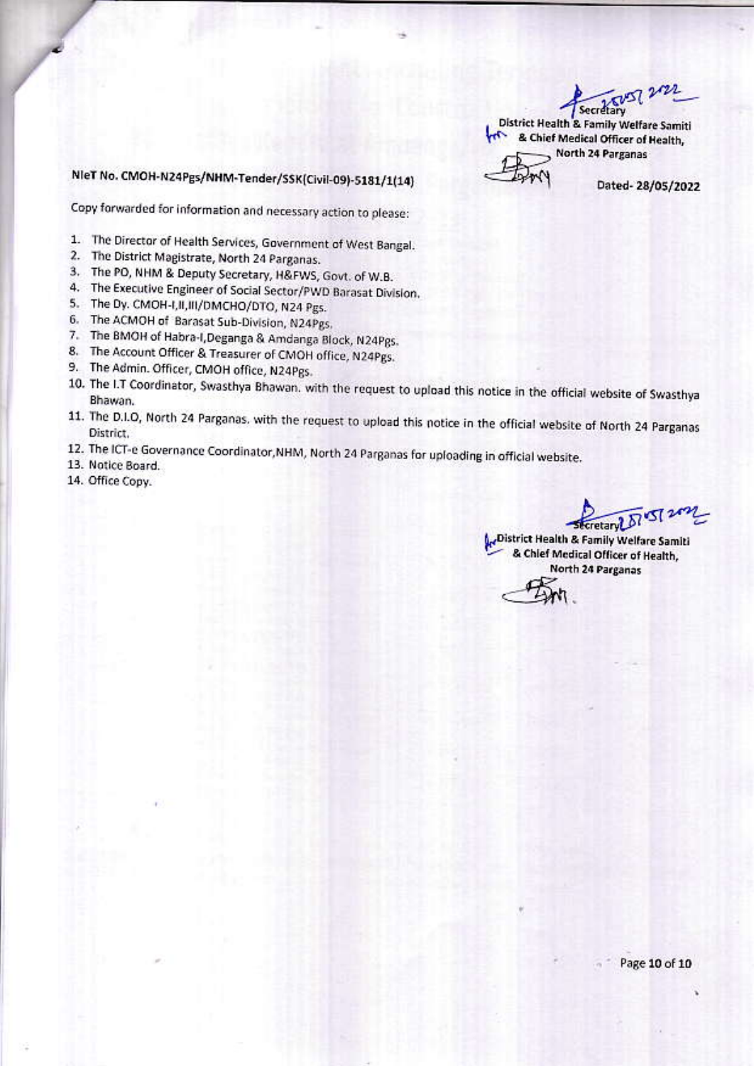Secretary
District Health & Family Welfare Samiti
& Chief Medical Officer of Health,
North 24 Parganas

NIeT No. CMOH-N24Pgs/NHM-Tender/SSK(Civil-09)-5181/1(14)

Dated- 28/05/2022

Copy forwarded for information and necessary action to please:

1. The Director of Health Services, Government of West Bangal.
2. The District Magistrate, North 24 Parganas.
3. The PO, NHM & Deputy Secretary, H&FWS, Govt. of W.B.
4. The Executive Engineer of Social Sector/PWD Barasat Division.
5. The Dy. CMOH-I,II,III/DMCHO/DTO, N24 Pgs.
6. The ACMOH of Barasat Sub-Division, N24Pgs.
7. The BMOH of Habra-I,Deganga & Amdanga Block, N24Pgs.
8. The Account Officer & Treasurer of CMOH office, N24Pgs.
9. The Admin. Officer, CMOH office, N24Pgs.
10. The I.T Coordinator, Swasthya Bhawan. with the request to upload this notice in the official website of Swasthya Bhawan.
11. The D.I.O, North 24 Parganas. with the request to upload this notice in the official website of North 24 Parganas District.
12. The ICT-e Governance Coordinator,NHM, North 24 Parganas for uploading in official website.
13. Notice Board.
14. Office Copy.

Secretary
District Health & Family Welfare Samiti
& Chief Medical Officer of Health,
North 24 Parganas